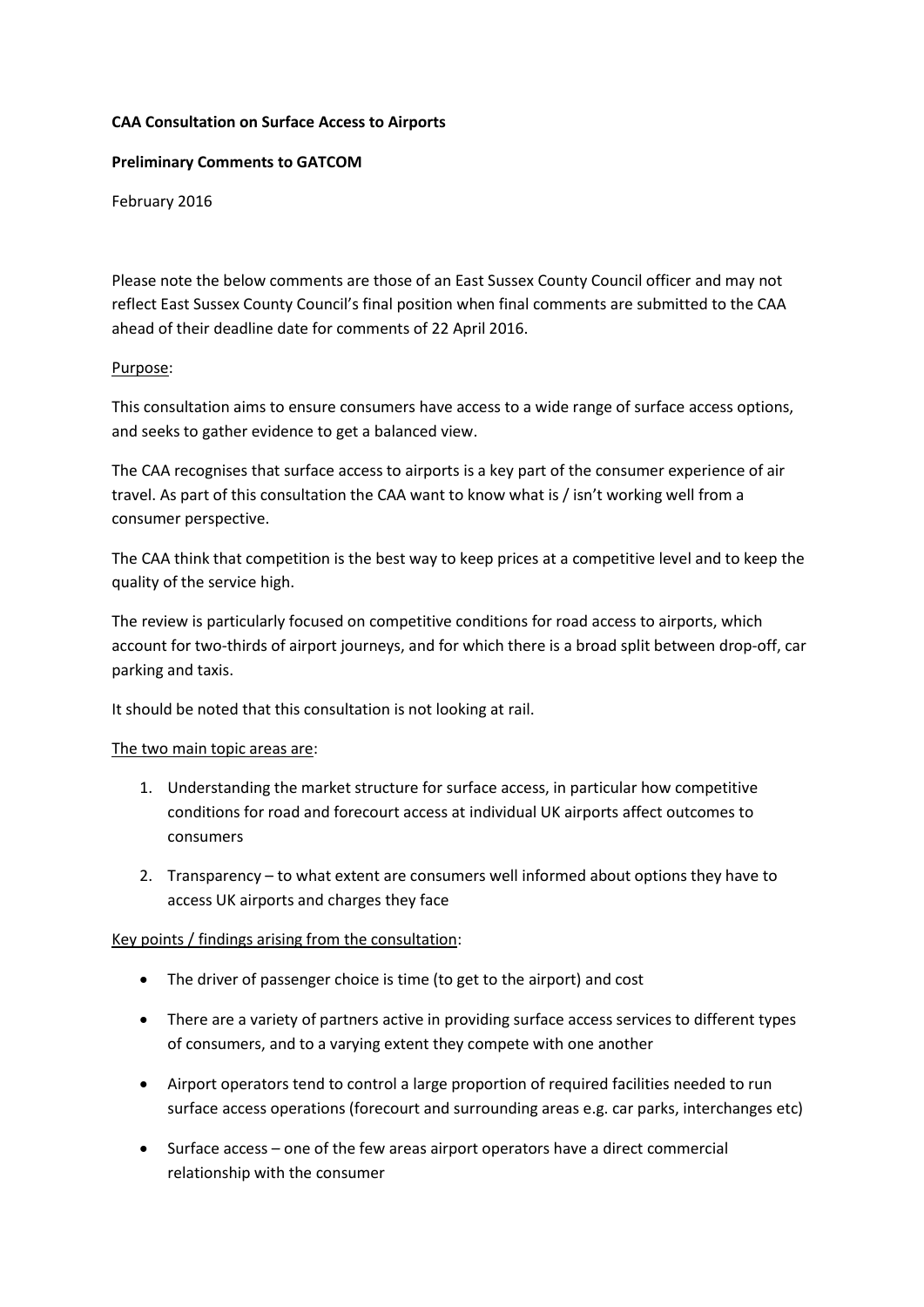**CAA Consultation on Surface Access to Airports**

**Preliminary Comments to GATCOM**

February 2016

Please note the below comments are those of an East Sussex County Council officer and may not reflect East Sussex County Council's final position when final comments are submitted to the CAA ahead of their deadline date for comments of 22 April 2016.

Purpose:

This consultation aims to ensure consumers have access to a wide range of surface access options, and seeks to gather evidence to get a balanced view.

The CAA recognises that surface access to airports is a key part of the consumer experience of air travel. As part of this consultation the CAA want to know what is / isn't working well from a consumer perspective.

The CAA think that competition is the best way to keep prices at a competitive level and to keep the quality of the service high.

The review is particularly focused on competitive conditions for road access to airports, which account for two-thirds of airport journeys, and for which there is a broad split between drop-off, car parking and taxis.

It should be noted that this consultation is not looking at rail.

The two main topic areas are:

1. Understanding the market structure for surface access, in particular how competitive conditions for road and forecourt access at individual UK airports affect outcomes to consumers
2. Transparency – to what extent are consumers well informed about options they have to access UK airports and charges they face

Key points / findings arising from the consultation:

- The driver of passenger choice is time (to get to the airport) and cost
- There are a variety of partners active in providing surface access services to different types of consumers, and to a varying extent they compete with one another
- Airport operators tend to control a large proportion of required facilities needed to run surface access operations (forecourt and surrounding areas e.g. car parks, interchanges etc)
- Surface access – one of the few areas airport operators have a direct commercial relationship with the consumer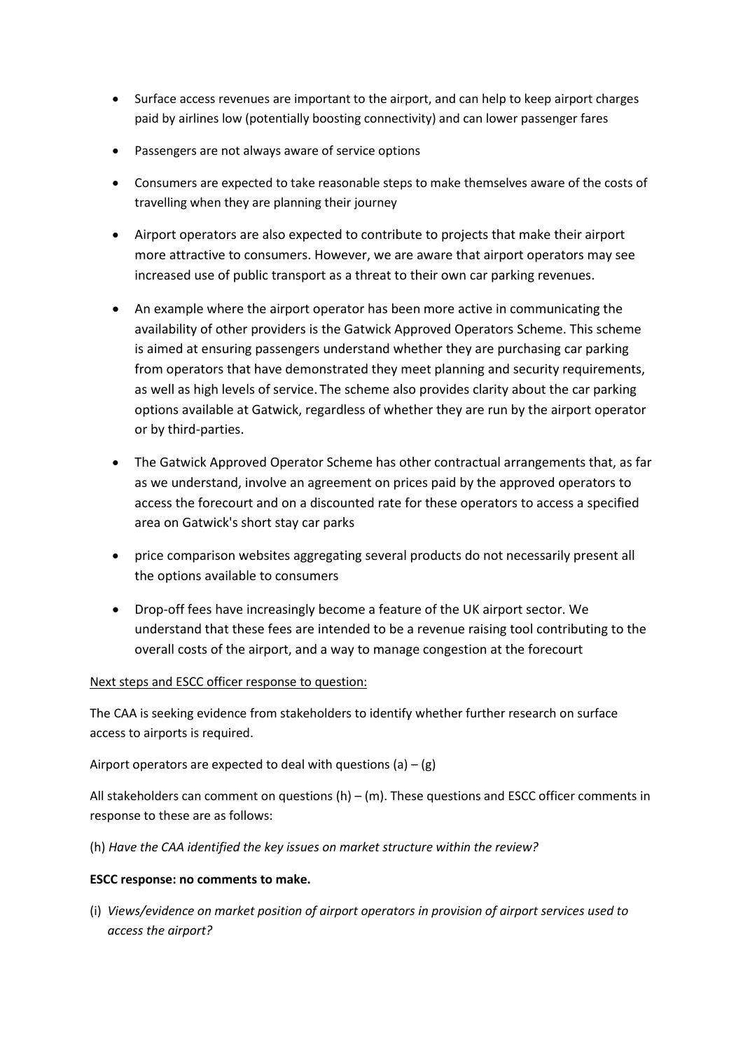- Surface access revenues are important to the airport, and can help to keep airport charges paid by airlines low (potentially boosting connectivity) and can lower passenger fares
- Passengers are not always aware of service options
- Consumers are expected to take reasonable steps to make themselves aware of the costs of travelling when they are planning their journey
- Airport operators are also expected to contribute to projects that make their airport more attractive to consumers. However, we are aware that airport operators may see increased use of public transport as a threat to their own car parking revenues.
- An example where the airport operator has been more active in communicating the availability of other providers is the Gatwick Approved Operators Scheme. This scheme is aimed at ensuring passengers understand whether they are purchasing car parking from operators that have demonstrated they meet planning and security requirements, as well as high levels of service. The scheme also provides clarity about the car parking options available at Gatwick, regardless of whether they are run by the airport operator or by third-parties.
- The Gatwick Approved Operator Scheme has other contractual arrangements that, as far as we understand, involve an agreement on prices paid by the approved operators to access the forecourt and on a discounted rate for these operators to access a specified area on Gatwick's short stay car parks
- price comparison websites aggregating several products do not necessarily present all the options available to consumers
- Drop-off fees have increasingly become a feature of the UK airport sector. We understand that these fees are intended to be a revenue raising tool contributing to the overall costs of the airport, and a way to manage congestion at the forecourt

<u>Next steps and ESCC officer response to question:</u>

The CAA is seeking evidence from stakeholders to identify whether further research on surface access to airports is required.

Airport operators are expected to deal with questions (a) – (g)

All stakeholders can comment on questions (h) – (m). These questions and ESCC officer comments in response to these are as follows:

(h) *Have the CAA identified the key issues on market structure within the review?*

**ESCC response: no comments to make.**

(i) *Views/evidence on market position of airport operators in provision of airport services used to access the airport?*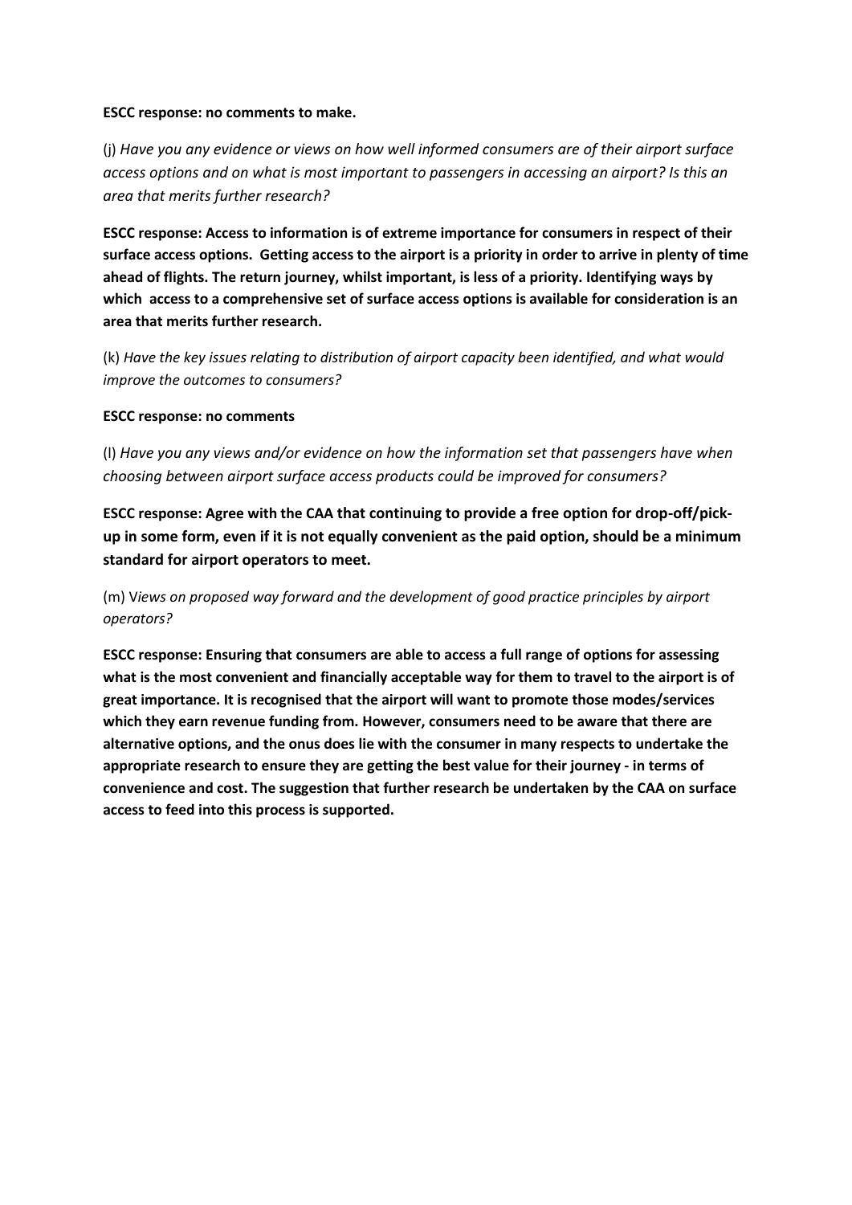**ESCC response: no comments to make.**

(j) *Have you any evidence or views on how well informed consumers are of their airport surface access options and on what is most important to passengers in accessing an airport? Is this an area that merits further research?*

**ESCC response: Access to information is of extreme importance for consumers in respect of their surface access options. Getting access to the airport is a priority in order to arrive in plenty of time ahead of flights. The return journey, whilst important, is less of a priority. Identifying ways by which access to a comprehensive set of surface access options is available for consideration is an area that merits further research.**

(k) *Have the key issues relating to distribution of airport capacity been identified, and what would improve the outcomes to consumers?*

**ESCC response: no comments**

(l) *Have you any views and/or evidence on how the information set that passengers have when choosing between airport surface access products could be improved for consumers?*

**ESCC response: Agree with the CAA that continuing to provide a free option for drop-off/pick-up in some form, even if it is not equally convenient as the paid option, should be a minimum standard for airport operators to meet.**

(m) V*iews on proposed way forward and the development of good practice principles by airport operators?*

**ESCC response: Ensuring that consumers are able to access a full range of options for assessing what is the most convenient and financially acceptable way for them to travel to the airport is of great importance. It is recognised that the airport will want to promote those modes/services which they earn revenue funding from. However, consumers need to be aware that there are alternative options, and the onus does lie with the consumer in many respects to undertake the appropriate research to ensure they are getting the best value for their journey - in terms of convenience and cost. The suggestion that further research be undertaken by the CAA on surface access to feed into this process is supported.**